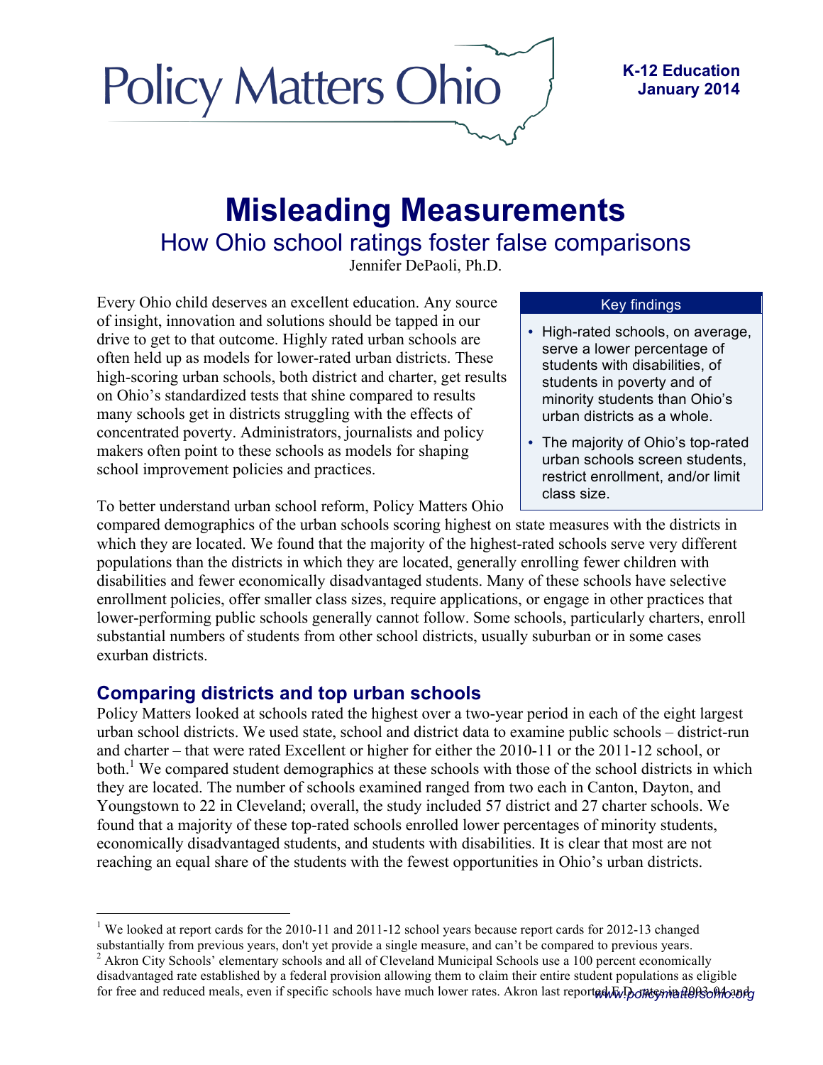Policy Matters Ohio

**K-12 Education**
**January 2014**

# Misleading Measurements

## How Ohio school ratings foster false comparisons

Jennifer DePaoli, Ph.D.

> **Key findings**
>
> - High-rated schools, on average, serve a lower percentage of students with disabilities, of students in poverty and of minority students than Ohio's urban districts as a whole.
> - The majority of Ohio's top-rated urban schools screen students, restrict enrollment, and/or limit class size.

Every Ohio child deserves an excellent education. Any source of insight, innovation and solutions should be tapped in our drive to get to that outcome. Highly rated urban schools are often held up as models for lower-rated urban districts. These high-scoring urban schools, both district and charter, get results on Ohio's standardized tests that shine compared to results many schools get in districts struggling with the effects of concentrated poverty. Administrators, journalists and policy makers often point to these schools as models for shaping school improvement policies and practices.

To better understand urban school reform, Policy Matters Ohio compared demographics of the urban schools scoring highest on state measures with the districts in which they are located. We found that the majority of the highest-rated schools serve very different populations than the districts in which they are located, generally enrolling fewer children with disabilities and fewer economically disadvantaged students. Many of these schools have selective enrollment policies, offer smaller class sizes, require applications, or engage in other practices that lower-performing public schools generally cannot follow. Some schools, particularly charters, enroll substantial numbers of students from other school districts, usually suburban or in some cases exurban districts.

## Comparing districts and top urban schools

Policy Matters looked at schools rated the highest over a two-year period in each of the eight largest urban school districts. We used state, school and district data to examine public schools – district-run and charter – that were rated Excellent or higher for either the 2010-11 or the 2011-12 school, or both.[1] We compared student demographics at these schools with those of the school districts in which they are located. The number of schools examined ranged from two each in Canton, Dayton, and Youngstown to 22 in Cleveland; overall, the study included 57 district and 27 charter schools. We found that a majority of these top-rated schools enrolled lower percentages of minority students, economically disadvantaged students, and students with disabilities. It is clear that most are not reaching an equal share of the students with the fewest opportunities in Ohio's urban districts.

---

[1] We looked at report cards for the 2010-11 and 2011-12 school years because report cards for 2012-13 changed substantially from previous years, don't yet provide a single measure, and can't be compared to previous years.

[2] Akron City Schools' elementary schools and all of Cleveland Municipal Schools use a 100 percent economically disadvantaged rate established by a federal provision allowing them to claim their entire student populations as eligible for free and reduced meals, even if specific schools have much lower rates. Akron last reported E.D. rates in 2003-04 and

www.policymattersohio.org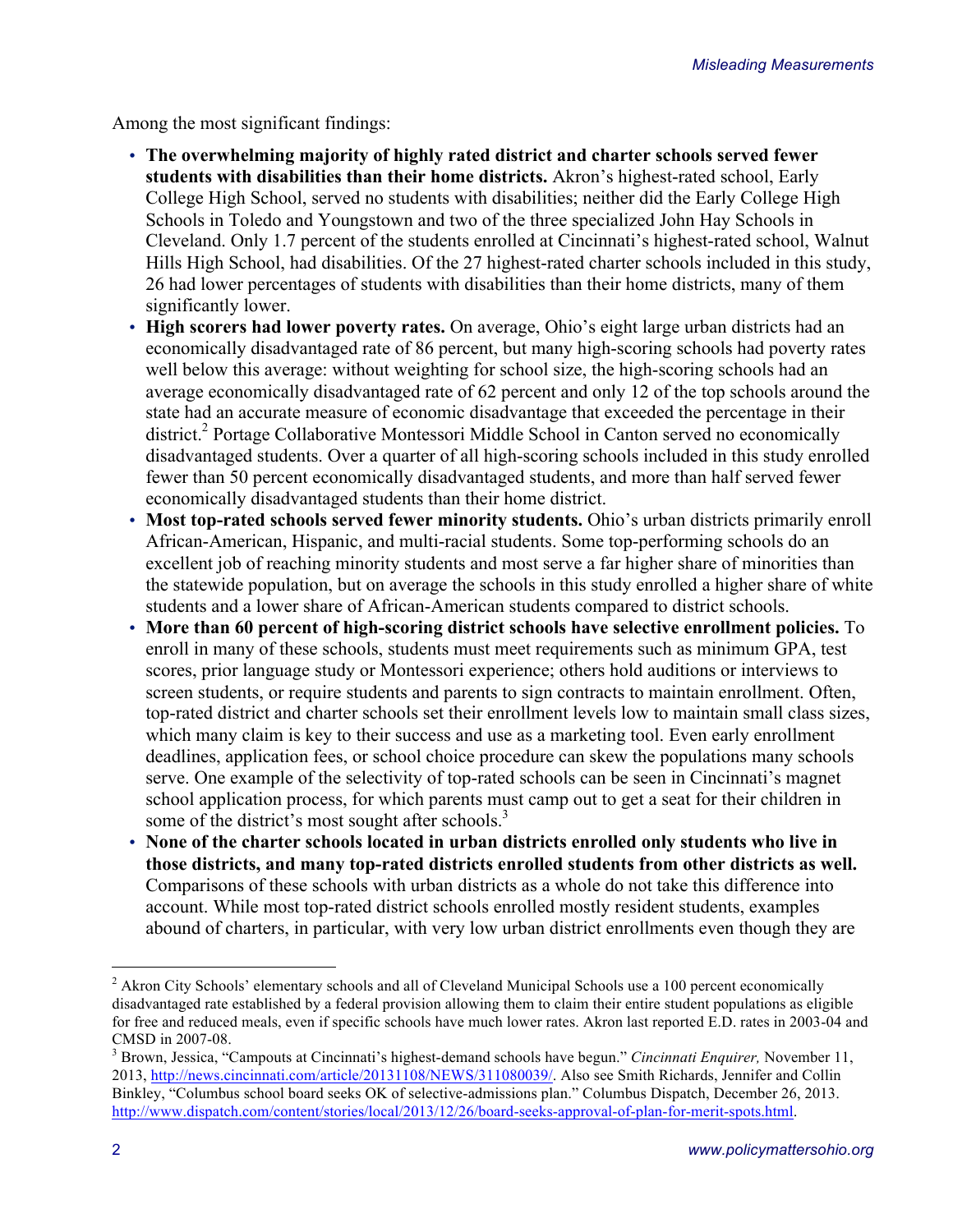Among the most significant findings:

- **The overwhelming majority of highly rated district and charter schools served fewer students with disabilities than their home districts.** Akron's highest-rated school, Early College High School, served no students with disabilities; neither did the Early College High Schools in Toledo and Youngstown and two of the three specialized John Hay Schools in Cleveland. Only 1.7 percent of the students enrolled at Cincinnati's highest-rated school, Walnut Hills High School, had disabilities. Of the 27 highest-rated charter schools included in this study, 26 had lower percentages of students with disabilities than their home districts, many of them significantly lower.
- **High scorers had lower poverty rates.** On average, Ohio's eight large urban districts had an economically disadvantaged rate of 86 percent, but many high-scoring schools had poverty rates well below this average: without weighting for school size, the high-scoring schools had an average economically disadvantaged rate of 62 percent and only 12 of the top schools around the state had an accurate measure of economic disadvantage that exceeded the percentage in their district.[2] Portage Collaborative Montessori Middle School in Canton served no economically disadvantaged students. Over a quarter of all high-scoring schools included in this study enrolled fewer than 50 percent economically disadvantaged students, and more than half served fewer economically disadvantaged students than their home district.
- **Most top-rated schools served fewer minority students.** Ohio's urban districts primarily enroll African-American, Hispanic, and multi-racial students. Some top-performing schools do an excellent job of reaching minority students and most serve a far higher share of minorities than the statewide population, but on average the schools in this study enrolled a higher share of white students and a lower share of African-American students compared to district schools.
- **More than 60 percent of high-scoring district schools have selective enrollment policies.** To enroll in many of these schools, students must meet requirements such as minimum GPA, test scores, prior language study or Montessori experience; others hold auditions or interviews to screen students, or require students and parents to sign contracts to maintain enrollment. Often, top-rated district and charter schools set their enrollment levels low to maintain small class sizes, which many claim is key to their success and use as a marketing tool. Even early enrollment deadlines, application fees, or school choice procedure can skew the populations many schools serve. One example of the selectivity of top-rated schools can be seen in Cincinnati's magnet school application process, for which parents must camp out to get a seat for their children in some of the district's most sought after schools.[3]
- **None of the charter schools located in urban districts enrolled only students who live in those districts, and many top-rated districts enrolled students from other districts as well.** Comparisons of these schools with urban districts as a whole do not take this difference into account. While most top-rated district schools enrolled mostly resident students, examples abound of charters, in particular, with very low urban district enrollments even though they are

---

[2] Akron City Schools' elementary schools and all of Cleveland Municipal Schools use a 100 percent economically disadvantaged rate established by a federal provision allowing them to claim their entire student populations as eligible for free and reduced meals, even if specific schools have much lower rates. Akron last reported E.D. rates in 2003-04 and CMSD in 2007-08.

[3] Brown, Jessica, "Campouts at Cincinnati's highest-demand schools have begun." *Cincinnati Enquirer,* November 11, 2013, http://news.cincinnati.com/article/20131108/NEWS/311080039/. Also see Smith Richards, Jennifer and Collin Binkley, "Columbus school board seeks OK of selective-admissions plan." Columbus Dispatch, December 26, 2013. http://www.dispatch.com/content/stories/local/2013/12/26/board-seeks-approval-of-plan-for-merit-spots.html.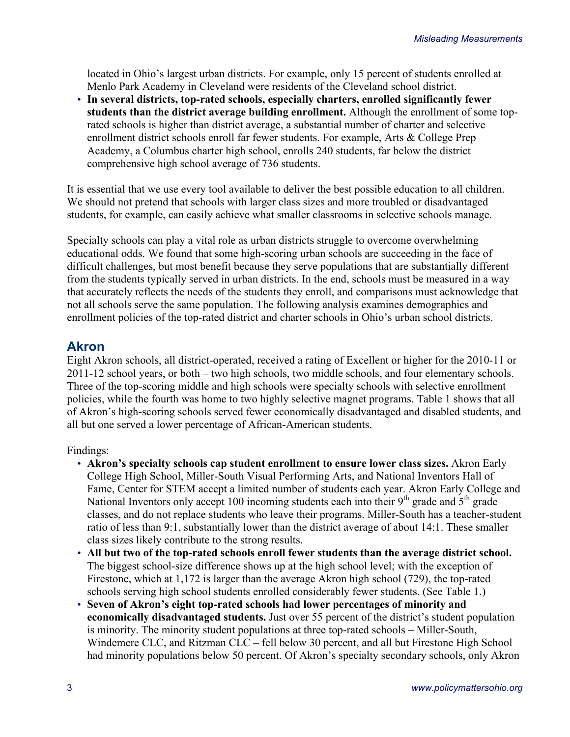located in Ohio's largest urban districts. For example, only 15 percent of students enrolled at Menlo Park Academy in Cleveland were residents of the Cleveland school district.

- **In several districts, top-rated schools, especially charters, enrolled significantly fewer students than the district average building enrollment.** Although the enrollment of some top-rated schools is higher than district average, a substantial number of charter and selective enrollment district schools enroll far fewer students. For example, Arts & College Prep Academy, a Columbus charter high school, enrolls 240 students, far below the district comprehensive high school average of 736 students.

It is essential that we use every tool available to deliver the best possible education to all children. We should not pretend that schools with larger class sizes and more troubled or disadvantaged students, for example, can easily achieve what smaller classrooms in selective schools manage.

Specialty schools can play a vital role as urban districts struggle to overcome overwhelming educational odds. We found that some high-scoring urban schools are succeeding in the face of difficult challenges, but most benefit because they serve populations that are substantially different from the students typically served in urban districts. In the end, schools must be measured in a way that accurately reflects the needs of the students they enroll, and comparisons must acknowledge that not all schools serve the same population. The following analysis examines demographics and enrollment policies of the top-rated district and charter schools in Ohio's urban school districts.

## Akron

Eight Akron schools, all district-operated, received a rating of Excellent or higher for the 2010-11 or 2011-12 school years, or both – two high schools, two middle schools, and four elementary schools. Three of the top-scoring middle and high schools were specialty schools with selective enrollment policies, while the fourth was home to two highly selective magnet programs. Table 1 shows that all of Akron's high-scoring schools served fewer economically disadvantaged and disabled students, and all but one served a lower percentage of African-American students.

Findings:

- **Akron's specialty schools cap student enrollment to ensure lower class sizes.** Akron Early College High School, Miller-South Visual Performing Arts, and National Inventors Hall of Fame, Center for STEM accept a limited number of students each year. Akron Early College and National Inventors only accept 100 incoming students each into their 9th grade and 5th grade classes, and do not replace students who leave their programs. Miller-South has a teacher-student ratio of less than 9:1, substantially lower than the district average of about 14:1. These smaller class sizes likely contribute to the strong results.
- **All but two of the top-rated schools enroll fewer students than the average district school.** The biggest school-size difference shows up at the high school level; with the exception of Firestone, which at 1,172 is larger than the average Akron high school (729), the top-rated schools serving high school students enrolled considerably fewer students. (See Table 1.)
- **Seven of Akron's eight top-rated schools had lower percentages of minority and economically disadvantaged students.** Just over 55 percent of the district's student population is minority. The minority student populations at three top-rated schools – Miller-South, Windemere CLC, and Ritzman CLC – fell below 30 percent, and all but Firestone High School had minority populations below 50 percent. Of Akron's specialty secondary schools, only Akron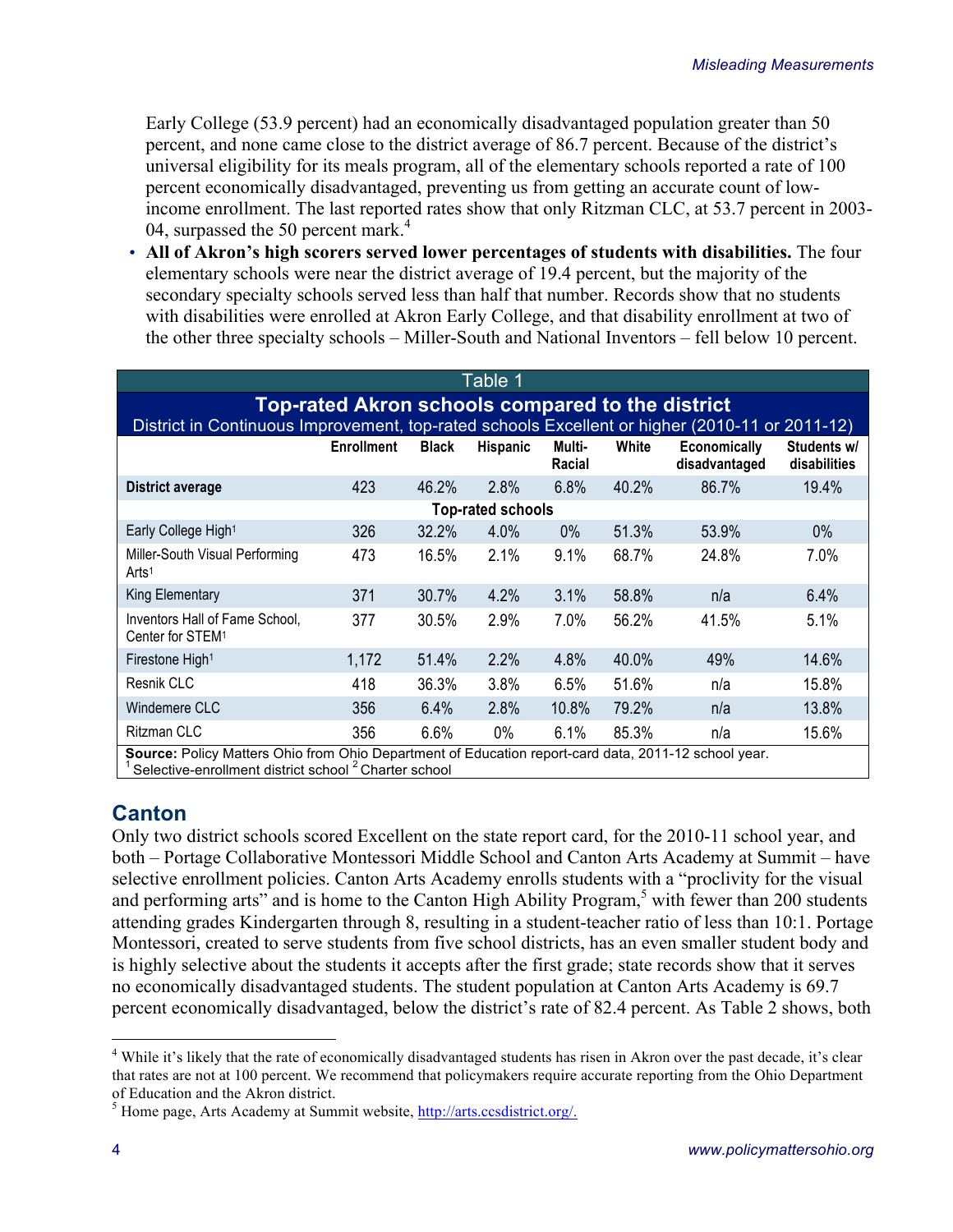Early College (53.9 percent) had an economically disadvantaged population greater than 50 percent, and none came close to the district average of 86.7 percent. Because of the district's universal eligibility for its meals program, all of the elementary schools reported a rate of 100 percent economically disadvantaged, preventing us from getting an accurate count of low-income enrollment. The last reported rates show that only Ritzman CLC, at 53.7 percent in 2003-04, surpassed the 50 percent mark.[4]

- **All of Akron's high scorers served lower percentages of students with disabilities.** The four elementary schools were near the district average of 19.4 percent, but the majority of the secondary specialty schools served less than half that number. Records show that no students with disabilities were enrolled at Akron Early College, and that disability enrollment at two of the other three specialty schools – Miller-South and National Inventors – fell below 10 percent.

Table 1

**Top-rated Akron schools compared to the district**

District in Continuous Improvement, top-rated schools Excellent or higher (2010-11 or 2011-12)

| | Enrollment | Black | Hispanic | Multi-Racial | White | Economically disadvantaged | Students w/ disabilities |
|---|---|---|---|---|---|---|---|
| **District average** | 423 | 46.2% | 2.8% | 6.8% | 40.2% | 86.7% | 19.4% |
| **Top-rated schools** | | | | | | | |
| Early College High[1] | 326 | 32.2% | 4.0% | 0% | 51.3% | 53.9% | 0% |
| Miller-South Visual Performing Arts[1] | 473 | 16.5% | 2.1% | 9.1% | 68.7% | 24.8% | 7.0% |
| King Elementary | 371 | 30.7% | 4.2% | 3.1% | 58.8% | n/a | 6.4% |
| Inventors Hall of Fame School, Center for STEM[1] | 377 | 30.5% | 2.9% | 7.0% | 56.2% | 41.5% | 5.1% |
| Firestone High[1] | 1,172 | 51.4% | 2.2% | 4.8% | 40.0% | 49% | 14.6% |
| Resnik CLC | 418 | 36.3% | 3.8% | 6.5% | 51.6% | n/a | 15.8% |
| Windemere CLC | 356 | 6.4% | 2.8% | 10.8% | 79.2% | n/a | 13.8% |
| Ritzman CLC | 356 | 6.6% | 0% | 6.1% | 85.3% | n/a | 15.6% |

**Source:** Policy Matters Ohio from Ohio Department of Education report-card data, 2011-12 school year.
[1] Selective-enrollment district school [2] Charter school

## Canton

Only two district schools scored Excellent on the state report card, for the 2010-11 school year, and both – Portage Collaborative Montessori Middle School and Canton Arts Academy at Summit – have selective enrollment policies. Canton Arts Academy enrolls students with a "proclivity for the visual and performing arts" and is home to the Canton High Ability Program,[5] with fewer than 200 students attending grades Kindergarten through 8, resulting in a student-teacher ratio of less than 10:1. Portage Montessori, created to serve students from five school districts, has an even smaller student body and is highly selective about the students it accepts after the first grade; state records show that it serves no economically disadvantaged students. The student population at Canton Arts Academy is 69.7 percent economically disadvantaged, below the district's rate of 82.4 percent. As Table 2 shows, both

[4] While it's likely that the rate of economically disadvantaged students has risen in Akron over the past decade, it's clear that rates are not at 100 percent. We recommend that policymakers require accurate reporting from the Ohio Department of Education and the Akron district.

[5] Home page, Arts Academy at Summit website, http://arts.ccsdistrict.org/.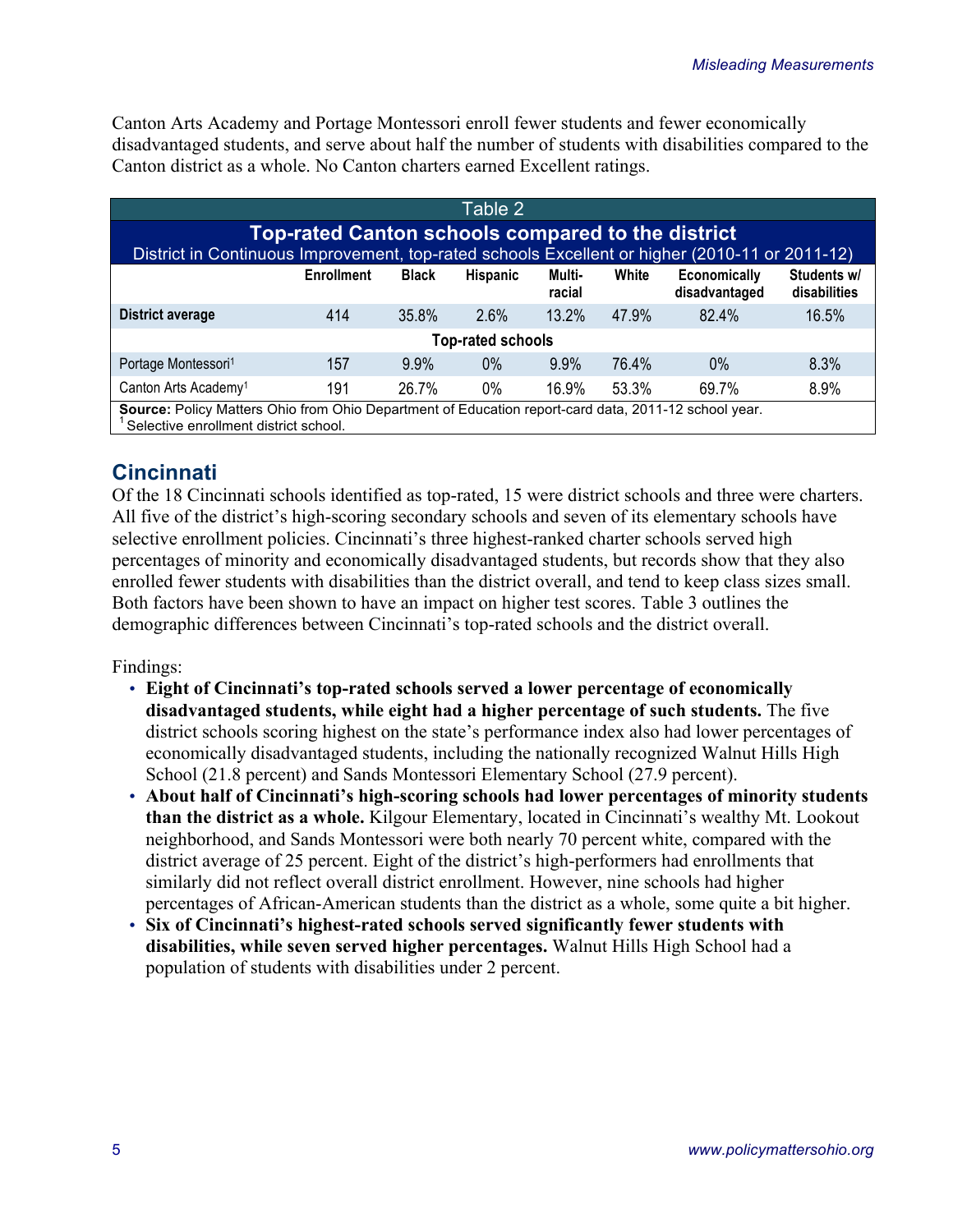Canton Arts Academy and Portage Montessori enroll fewer students and fewer economically disadvantaged students, and serve about half the number of students with disabilities compared to the Canton district as a whole. No Canton charters earned Excellent ratings.

Table 2

**Top-rated Canton schools compared to the district**

District in Continuous Improvement, top-rated schools Excellent or higher (2010-11 or 2011-12)

| | Enrollment | Black | Hispanic | Multi-racial | White | Economically disadvantaged | Students w/ disabilities |
|---|---|---|---|---|---|---|---|
| **District average** | 414 | 35.8% | 2.6% | 13.2% | 47.9% | 82.4% | 16.5% |
| **Top-rated schools** | | | | | | | |
| Portage Montessori[1] | 157 | 9.9% | 0% | 9.9% | 76.4% | 0% | 8.3% |
| Canton Arts Academy[1] | 191 | 26.7% | 0% | 16.9% | 53.3% | 69.7% | 8.9% |

**Source:** Policy Matters Ohio from Ohio Department of Education report-card data, 2011-12 school year.
[1] Selective enrollment district school.

## Cincinnati

Of the 18 Cincinnati schools identified as top-rated, 15 were district schools and three were charters. All five of the district's high-scoring secondary schools and seven of its elementary schools have selective enrollment policies. Cincinnati's three highest-ranked charter schools served high percentages of minority and economically disadvantaged students, but records show that they also enrolled fewer students with disabilities than the district overall, and tend to keep class sizes small. Both factors have been shown to have an impact on higher test scores. Table 3 outlines the demographic differences between Cincinnati's top-rated schools and the district overall.

Findings:

- **Eight of Cincinnati's top-rated schools served a lower percentage of economically disadvantaged students, while eight had a higher percentage of such students.** The five district schools scoring highest on the state's performance index also had lower percentages of economically disadvantaged students, including the nationally recognized Walnut Hills High School (21.8 percent) and Sands Montessori Elementary School (27.9 percent).
- **About half of Cincinnati's high-scoring schools had lower percentages of minority students than the district as a whole.** Kilgour Elementary, located in Cincinnati's wealthy Mt. Lookout neighborhood, and Sands Montessori were both nearly 70 percent white, compared with the district average of 25 percent. Eight of the district's high-performers had enrollments that similarly did not reflect overall district enrollment. However, nine schools had higher percentages of African-American students than the district as a whole, some quite a bit higher.
- **Six of Cincinnati's highest-rated schools served significantly fewer students with disabilities, while seven served higher percentages.** Walnut Hills High School had a population of students with disabilities under 2 percent.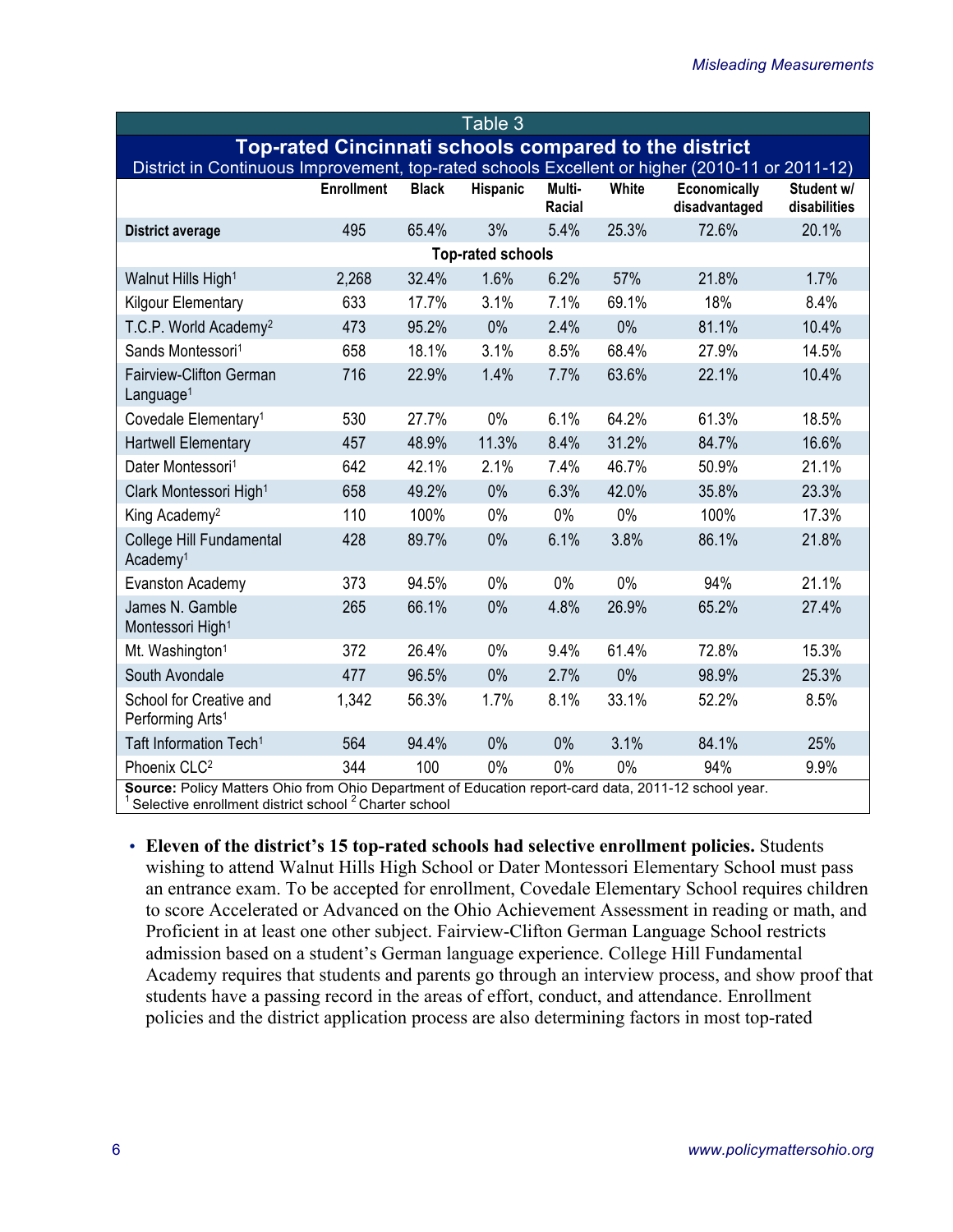Table 3

**Top-rated Cincinnati schools compared to the district**

District in Continuous Improvement, top-rated schools Excellent or higher (2010-11 or 2011-12)

| | Enrollment | Black | Hispanic | Multi-Racial | White | Economically disadvantaged | Student w/ disabilities |
|---|---|---|---|---|---|---|---|
| **District average** | 495 | 65.4% | 3% | 5.4% | 25.3% | 72.6% | 20.1% |
| **Top-rated schools** | | | | | | | |
| Walnut Hills High[1] | 2,268 | 32.4% | 1.6% | 6.2% | 57% | 21.8% | 1.7% |
| Kilgour Elementary | 633 | 17.7% | 3.1% | 7.1% | 69.1% | 18% | 8.4% |
| T.C.P. World Academy[2] | 473 | 95.2% | 0% | 2.4% | 0% | 81.1% | 10.4% |
| Sands Montessori[1] | 658 | 18.1% | 3.1% | 8.5% | 68.4% | 27.9% | 14.5% |
| Fairview-Clifton German Language[1] | 716 | 22.9% | 1.4% | 7.7% | 63.6% | 22.1% | 10.4% |
| Covedale Elementary[1] | 530 | 27.7% | 0% | 6.1% | 64.2% | 61.3% | 18.5% |
| Hartwell Elementary | 457 | 48.9% | 11.3% | 8.4% | 31.2% | 84.7% | 16.6% |
| Dater Montessori[1] | 642 | 42.1% | 2.1% | 7.4% | 46.7% | 50.9% | 21.1% |
| Clark Montessori High[1] | 658 | 49.2% | 0% | 6.3% | 42.0% | 35.8% | 23.3% |
| King Academy[2] | 110 | 100% | 0% | 0% | 0% | 100% | 17.3% |
| College Hill Fundamental Academy[1] | 428 | 89.7% | 0% | 6.1% | 3.8% | 86.1% | 21.8% |
| Evanston Academy | 373 | 94.5% | 0% | 0% | 0% | 94% | 21.1% |
| James N. Gamble Montessori High[1] | 265 | 66.1% | 0% | 4.8% | 26.9% | 65.2% | 27.4% |
| Mt. Washington[1] | 372 | 26.4% | 0% | 9.4% | 61.4% | 72.8% | 15.3% |
| South Avondale | 477 | 96.5% | 0% | 2.7% | 0% | 98.9% | 25.3% |
| School for Creative and Performing Arts[1] | 1,342 | 56.3% | 1.7% | 8.1% | 33.1% | 52.2% | 8.5% |
| Taft Information Tech[1] | 564 | 94.4% | 0% | 0% | 3.1% | 84.1% | 25% |
| Phoenix CLC[2] | 344 | 100 | 0% | 0% | 0% | 94% | 9.9% |

**Source:** Policy Matters Ohio from Ohio Department of Education report-card data, 2011-12 school year.
[1] Selective enrollment district school [2] Charter school

- **Eleven of the district's 15 top-rated schools had selective enrollment policies.** Students wishing to attend Walnut Hills High School or Dater Montessori Elementary School must pass an entrance exam. To be accepted for enrollment, Covedale Elementary School requires children to score Accelerated or Advanced on the Ohio Achievement Assessment in reading or math, and Proficient in at least one other subject. Fairview-Clifton German Language School restricts admission based on a student's German language experience. College Hill Fundamental Academy requires that students and parents go through an interview process, and show proof that students have a passing record in the areas of effort, conduct, and attendance. Enrollment policies and the district application process are also determining factors in most top-rated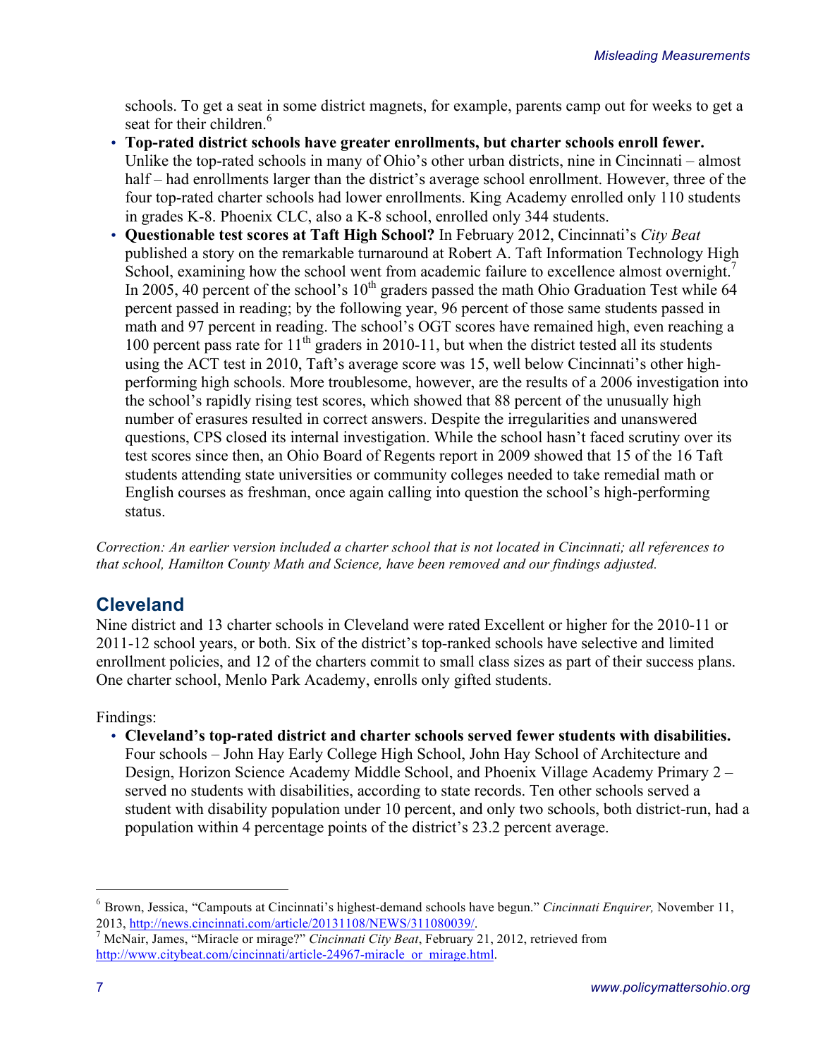schools. To get a seat in some district magnets, for example, parents camp out for weeks to get a seat for their children.[6]

- **Top-rated district schools have greater enrollments, but charter schools enroll fewer.** Unlike the top-rated schools in many of Ohio's other urban districts, nine in Cincinnati – almost half – had enrollments larger than the district's average school enrollment. However, three of the four top-rated charter schools had lower enrollments. King Academy enrolled only 110 students in grades K-8. Phoenix CLC, also a K-8 school, enrolled only 344 students.
- **Questionable test scores at Taft High School?** In February 2012, Cincinnati's *City Beat* published a story on the remarkable turnaround at Robert A. Taft Information Technology High School, examining how the school went from academic failure to excellence almost overnight.[7] In 2005, 40 percent of the school's 10th graders passed the math Ohio Graduation Test while 64 percent passed in reading; by the following year, 96 percent of those same students passed in math and 97 percent in reading. The school's OGT scores have remained high, even reaching a 100 percent pass rate for 11th graders in 2010-11, but when the district tested all its students using the ACT test in 2010, Taft's average score was 15, well below Cincinnati's other high-performing high schools. More troublesome, however, are the results of a 2006 investigation into the school's rapidly rising test scores, which showed that 88 percent of the unusually high number of erasures resulted in correct answers. Despite the irregularities and unanswered questions, CPS closed its internal investigation. While the school hasn't faced scrutiny over its test scores since then, an Ohio Board of Regents report in 2009 showed that 15 of the 16 Taft students attending state universities or community colleges needed to take remedial math or English courses as freshman, once again calling into question the school's high-performing status.

*Correction: An earlier version included a charter school that is not located in Cincinnati; all references to that school, Hamilton County Math and Science, have been removed and our findings adjusted.*

## Cleveland

Nine district and 13 charter schools in Cleveland were rated Excellent or higher for the 2010-11 or 2011-12 school years, or both. Six of the district's top-ranked schools have selective and limited enrollment policies, and 12 of the charters commit to small class sizes as part of their success plans. One charter school, Menlo Park Academy, enrolls only gifted students.

Findings:

- **Cleveland's top-rated district and charter schools served fewer students with disabilities.** Four schools – John Hay Early College High School, John Hay School of Architecture and Design, Horizon Science Academy Middle School, and Phoenix Village Academy Primary 2 – served no students with disabilities, according to state records. Ten other schools served a student with disability population under 10 percent, and only two schools, both district-run, had a population within 4 percentage points of the district's 23.2 percent average.

---

[6] Brown, Jessica, "Campouts at Cincinnati's highest-demand schools have begun." *Cincinnati Enquirer,* November 11, 2013, http://news.cincinnati.com/article/20131108/NEWS/311080039/.

[7] McNair, James, "Miracle or mirage?" *Cincinnati City Beat*, February 21, 2012, retrieved from http://www.citybeat.com/cincinnati/article-24967-miracle_or_mirage.html.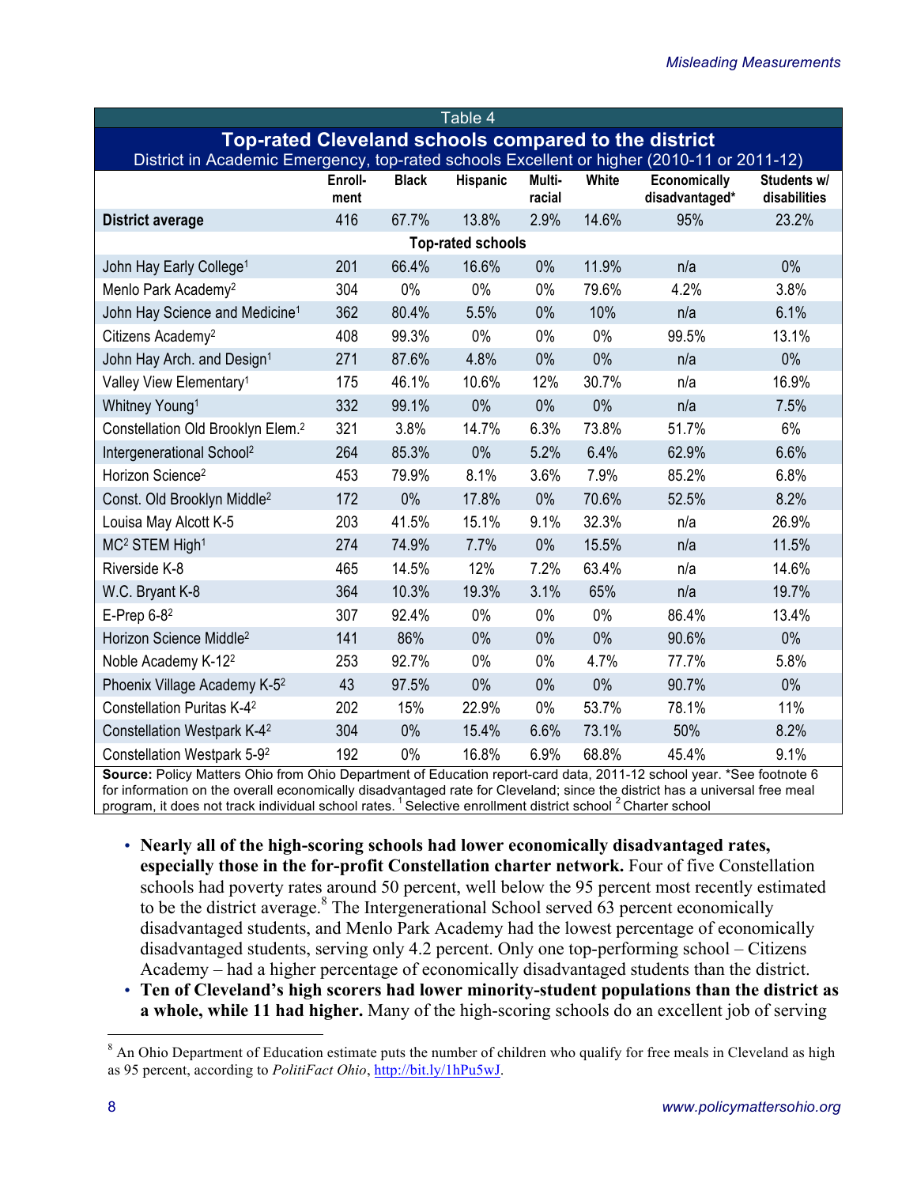Table 4

**Top-rated Cleveland schools compared to the district**

District in Academic Emergency, top-rated schools Excellent or higher (2010-11 or 2011-12)

| | Enroll-ment | Black | Hispanic | Multi-racial | White | Economically disadvantaged* | Students w/ disabilities |
|---|---|---|---|---|---|---|---|
| **District average** | 416 | 67.7% | 13.8% | 2.9% | 14.6% | 95% | 23.2% |
| **Top-rated schools** | | | | | | | |
| John Hay Early College[1] | 201 | 66.4% | 16.6% | 0% | 11.9% | n/a | 0% |
| Menlo Park Academy[2] | 304 | 0% | 0% | 0% | 79.6% | 4.2% | 3.8% |
| John Hay Science and Medicine[1] | 362 | 80.4% | 5.5% | 0% | 10% | n/a | 6.1% |
| Citizens Academy[2] | 408 | 99.3% | 0% | 0% | 0% | 99.5% | 13.1% |
| John Hay Arch. and Design[1] | 271 | 87.6% | 4.8% | 0% | 0% | n/a | 0% |
| Valley View Elementary[1] | 175 | 46.1% | 10.6% | 12% | 30.7% | n/a | 16.9% |
| Whitney Young[1] | 332 | 99.1% | 0% | 0% | 0% | n/a | 7.5% |
| Constellation Old Brooklyn Elem.[2] | 321 | 3.8% | 14.7% | 6.3% | 73.8% | 51.7% | 6% |
| Intergenerational School[2] | 264 | 85.3% | 0% | 5.2% | 6.4% | 62.9% | 6.6% |
| Horizon Science[2] | 453 | 79.9% | 8.1% | 3.6% | 7.9% | 85.2% | 6.8% |
| Const. Old Brooklyn Middle[2] | 172 | 0% | 17.8% | 0% | 70.6% | 52.5% | 8.2% |
| Louisa May Alcott K-5 | 203 | 41.5% | 15.1% | 9.1% | 32.3% | n/a | 26.9% |
| MC[2] STEM High[1] | 274 | 74.9% | 7.7% | 0% | 15.5% | n/a | 11.5% |
| Riverside K-8 | 465 | 14.5% | 12% | 7.2% | 63.4% | n/a | 14.6% |
| W.C. Bryant K-8 | 364 | 10.3% | 19.3% | 3.1% | 65% | n/a | 19.7% |
| E-Prep 6-8[2] | 307 | 92.4% | 0% | 0% | 0% | 86.4% | 13.4% |
| Horizon Science Middle[2] | 141 | 86% | 0% | 0% | 0% | 90.6% | 0% |
| Noble Academy K-12[2] | 253 | 92.7% | 0% | 0% | 4.7% | 77.7% | 5.8% |
| Phoenix Village Academy K-5[2] | 43 | 97.5% | 0% | 0% | 0% | 90.7% | 0% |
| Constellation Puritas K-4[2] | 202 | 15% | 22.9% | 0% | 53.7% | 78.1% | 11% |
| Constellation Westpark K-4[2] | 304 | 0% | 15.4% | 6.6% | 73.1% | 50% | 8.2% |
| Constellation Westpark 5-9[2] | 192 | 0% | 16.8% | 6.9% | 68.8% | 45.4% | 9.1% |

**Source:** Policy Matters Ohio from Ohio Department of Education report-card data, 2011-12 school year. *See footnote 6 for information on the overall economically disadvantaged rate for Cleveland; since the district has a universal free meal program, it does not track individual school rates. [1] Selective enrollment district school [2] Charter school

- **Nearly all of the high-scoring schools had lower economically disadvantaged rates, especially those in the for-profit Constellation charter network.** Four of five Constellation schools had poverty rates around 50 percent, well below the 95 percent most recently estimated to be the district average.[8] The Intergenerational School served 63 percent economically disadvantaged students, and Menlo Park Academy had the lowest percentage of economically disadvantaged students, serving only 4.2 percent. Only one top-performing school – Citizens Academy – had a higher percentage of economically disadvantaged students than the district.
- **Ten of Cleveland's high scorers had lower minority-student populations than the district as a whole, while 11 had higher.** Many of the high-scoring schools do an excellent job of serving

[8] An Ohio Department of Education estimate puts the number of children who qualify for free meals in Cleveland as high as 95 percent, according to *PolitiFact Ohio*, http://bit.ly/1hPu5wJ.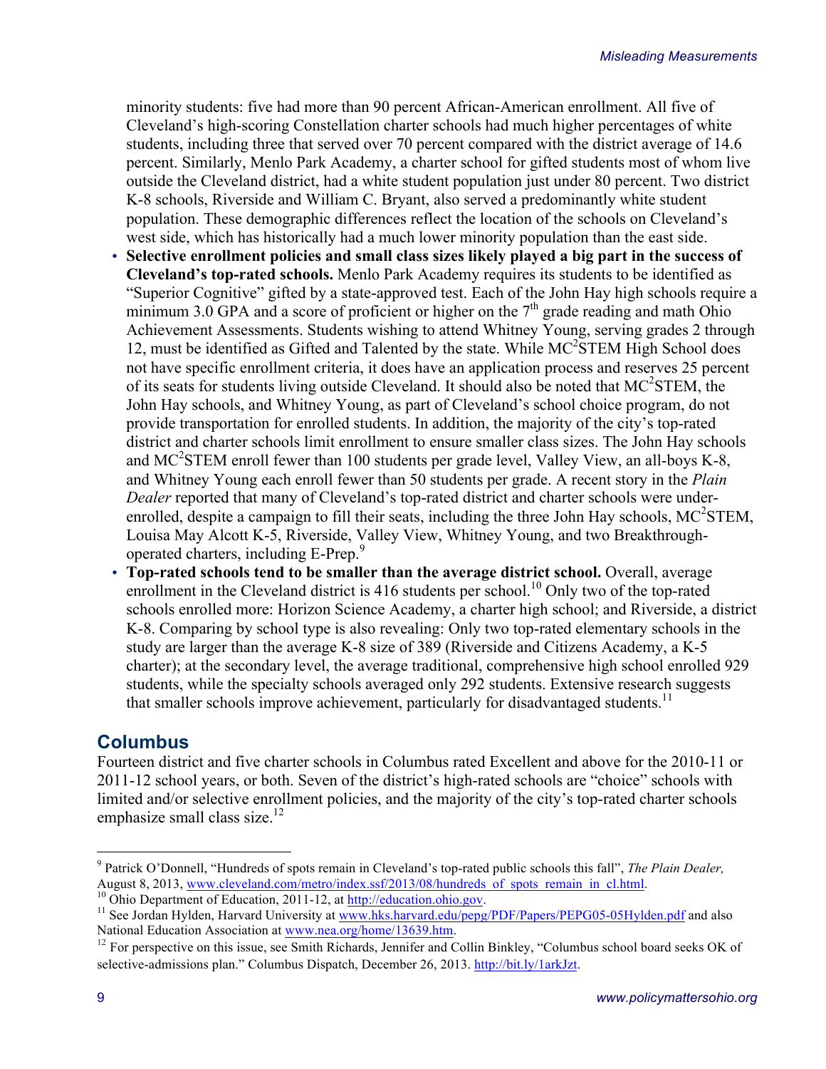minority students: five had more than 90 percent African-American enrollment. All five of Cleveland's high-scoring Constellation charter schools had much higher percentages of white students, including three that served over 70 percent compared with the district average of 14.6 percent. Similarly, Menlo Park Academy, a charter school for gifted students most of whom live outside the Cleveland district, had a white student population just under 80 percent. Two district K-8 schools, Riverside and William C. Bryant, also served a predominantly white student population. These demographic differences reflect the location of the schools on Cleveland's west side, which has historically had a much lower minority population than the east side.

- **Selective enrollment policies and small class sizes likely played a big part in the success of Cleveland's top-rated schools.** Menlo Park Academy requires its students to be identified as "Superior Cognitive" gifted by a state-approved test. Each of the John Hay high schools require a minimum 3.0 GPA and a score of proficient or higher on the 7th grade reading and math Ohio Achievement Assessments. Students wishing to attend Whitney Young, serving grades 2 through 12, must be identified as Gifted and Talented by the state. While MC$^2$STEM High School does not have specific enrollment criteria, it does have an application process and reserves 25 percent of its seats for students living outside Cleveland. It should also be noted that MC$^2$STEM, the John Hay schools, and Whitney Young, as part of Cleveland's school choice program, do not provide transportation for enrolled students. In addition, the majority of the city's top-rated district and charter schools limit enrollment to ensure smaller class sizes. The John Hay schools and MC$^2$STEM enroll fewer than 100 students per grade level, Valley View, an all-boys K-8, and Whitney Young each enroll fewer than 50 students per grade. A recent story in the *Plain Dealer* reported that many of Cleveland's top-rated district and charter schools were under-enrolled, despite a campaign to fill their seats, including the three John Hay schools, MC$^2$STEM, Louisa May Alcott K-5, Riverside, Valley View, Whitney Young, and two Breakthrough-operated charters, including E-Prep.[9]
- **Top-rated schools tend to be smaller than the average district school.** Overall, average enrollment in the Cleveland district is 416 students per school.[10] Only two of the top-rated schools enrolled more: Horizon Science Academy, a charter high school; and Riverside, a district K-8. Comparing by school type is also revealing: Only two top-rated elementary schools in the study are larger than the average K-8 size of 389 (Riverside and Citizens Academy, a K-5 charter); at the secondary level, the average traditional, comprehensive high school enrolled 929 students, while the specialty schools averaged only 292 students. Extensive research suggests that smaller schools improve achievement, particularly for disadvantaged students.[11]

## Columbus

Fourteen district and five charter schools in Columbus rated Excellent and above for the 2010-11 or 2011-12 school years, or both. Seven of the district's high-rated schools are "choice" schools with limited and/or selective enrollment policies, and the majority of the city's top-rated charter schools emphasize small class size.[12]

---

[9] Patrick O'Donnell, "Hundreds of spots remain in Cleveland's top-rated public schools this fall", *The Plain Dealer,* August 8, 2013, www.cleveland.com/metro/index.ssf/2013/08/hundreds_of_spots_remain_in_cl.html.

[10] Ohio Department of Education, 2011-12, at http://education.ohio.gov.

[11] See Jordan Hylden, Harvard University at www.hks.harvard.edu/pepg/PDF/Papers/PEPG05-05Hylden.pdf and also National Education Association at www.nea.org/home/13639.htm.

[12] For perspective on this issue, see Smith Richards, Jennifer and Collin Binkley, "Columbus school board seeks OK of selective-admissions plan." Columbus Dispatch, December 26, 2013. http://bit.ly/1arkJzt.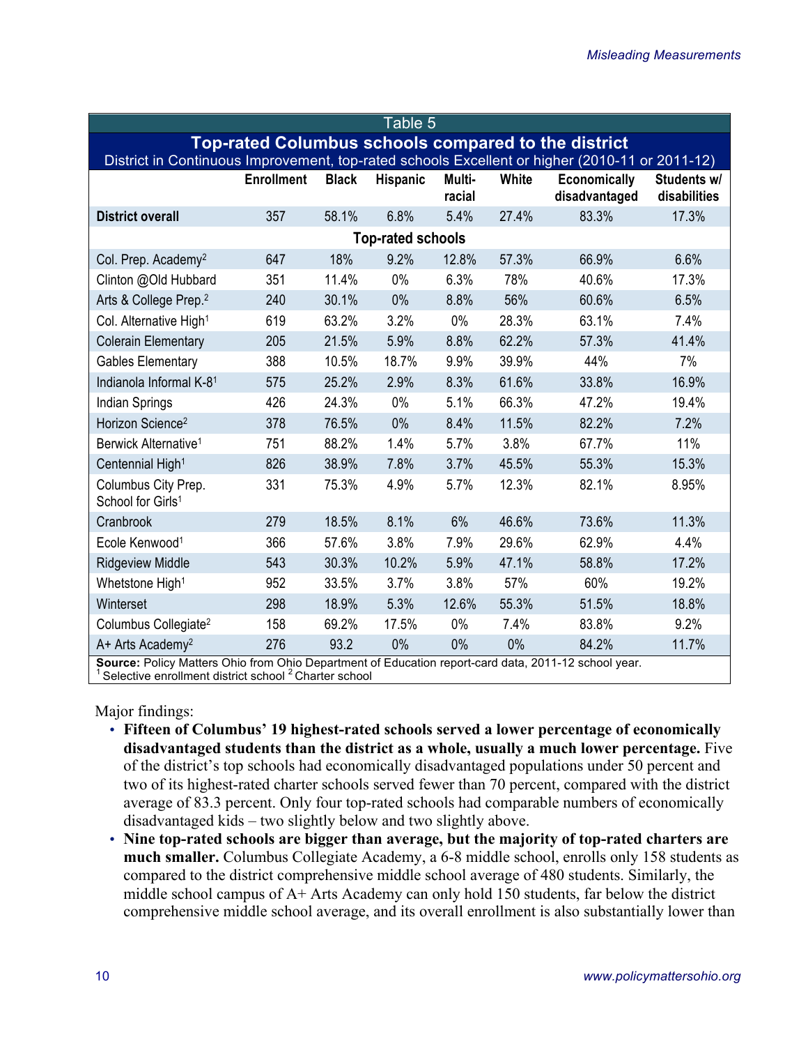| Table 5 | | | | | | | |
|---|---|---|---|---|---|---|---|
| **Top-rated Columbus schools compared to the district** | | | | | | | |
| District in Continuous Improvement, top-rated schools Excellent or higher (2010-11 or 2011-12) | | | | | | | |
| | **Enrollment** | **Black** | **Hispanic** | **Multi-racial** | **White** | **Economically disadvantaged** | **Students w/ disabilities** |
| **District overall** | 357 | 58.1% | 6.8% | 5.4% | 27.4% | 83.3% | 17.3% |
| **Top-rated schools** | | | | | | | |
| Col. Prep. Academy[2] | 647 | 18% | 9.2% | 12.8% | 57.3% | 66.9% | 6.6% |
| Clinton @Old Hubbard | 351 | 11.4% | 0% | 6.3% | 78% | 40.6% | 17.3% |
| Arts & College Prep.[2] | 240 | 30.1% | 0% | 8.8% | 56% | 60.6% | 6.5% |
| Col. Alternative High[1] | 619 | 63.2% | 3.2% | 0% | 28.3% | 63.1% | 7.4% |
| Colerain Elementary | 205 | 21.5% | 5.9% | 8.8% | 62.2% | 57.3% | 41.4% |
| Gables Elementary | 388 | 10.5% | 18.7% | 9.9% | 39.9% | 44% | 7% |
| Indianola Informal K-8[1] | 575 | 25.2% | 2.9% | 8.3% | 61.6% | 33.8% | 16.9% |
| Indian Springs | 426 | 24.3% | 0% | 5.1% | 66.3% | 47.2% | 19.4% |
| Horizon Science[2] | 378 | 76.5% | 0% | 8.4% | 11.5% | 82.2% | 7.2% |
| Berwick Alternative[1] | 751 | 88.2% | 1.4% | 5.7% | 3.8% | 67.7% | 11% |
| Centennial High[1] | 826 | 38.9% | 7.8% | 3.7% | 45.5% | 55.3% | 15.3% |
| Columbus City Prep. School for Girls[1] | 331 | 75.3% | 4.9% | 5.7% | 12.3% | 82.1% | 8.95% |
| Cranbrook | 279 | 18.5% | 8.1% | 6% | 46.6% | 73.6% | 11.3% |
| Ecole Kenwood[1] | 366 | 57.6% | 3.8% | 7.9% | 29.6% | 62.9% | 4.4% |
| Ridgeview Middle | 543 | 30.3% | 10.2% | 5.9% | 47.1% | 58.8% | 17.2% |
| Whetstone High[1] | 952 | 33.5% | 3.7% | 3.8% | 57% | 60% | 19.2% |
| Winterset | 298 | 18.9% | 5.3% | 12.6% | 55.3% | 51.5% | 18.8% |
| Columbus Collegiate[2] | 158 | 69.2% | 17.5% | 0% | 7.4% | 83.8% | 9.2% |
| A+ Arts Academy[2] | 276 | 93.2 | 0% | 0% | 0% | 84.2% | 11.7% |

**Source:** Policy Matters Ohio from Ohio Department of Education report-card data, 2011-12 school year.
[1] Selective enrollment district school [2] Charter school

Major findings:

- **Fifteen of Columbus' 19 highest-rated schools served a lower percentage of economically disadvantaged students than the district as a whole, usually a much lower percentage.** Five of the district's top schools had economically disadvantaged populations under 50 percent and two of its highest-rated charter schools served fewer than 70 percent, compared with the district average of 83.3 percent. Only four top-rated schools had comparable numbers of economically disadvantaged kids – two slightly below and two slightly above.
- **Nine top-rated schools are bigger than average, but the majority of top-rated charters are much smaller.** Columbus Collegiate Academy, a 6-8 middle school, enrolls only 158 students as compared to the district comprehensive middle school average of 480 students. Similarly, the middle school campus of A+ Arts Academy can only hold 150 students, far below the district comprehensive middle school average, and its overall enrollment is also substantially lower than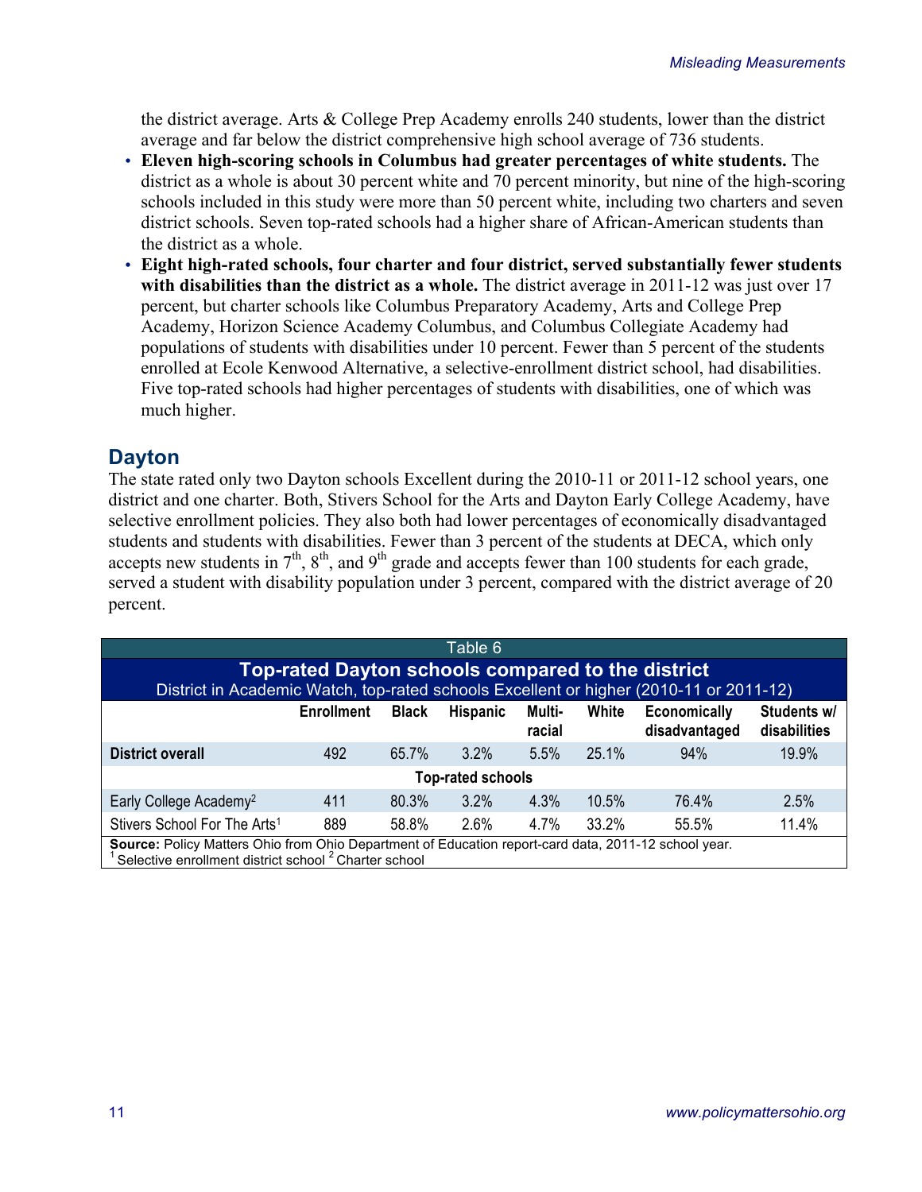the district average. Arts & College Prep Academy enrolls 240 students, lower than the district average and far below the district comprehensive high school average of 736 students.

- **Eleven high-scoring schools in Columbus had greater percentages of white students.** The district as a whole is about 30 percent white and 70 percent minority, but nine of the high-scoring schools included in this study were more than 50 percent white, including two charters and seven district schools. Seven top-rated schools had a higher share of African-American students than the district as a whole.
- **Eight high-rated schools, four charter and four district, served substantially fewer students with disabilities than the district as a whole.** The district average in 2011-12 was just over 17 percent, but charter schools like Columbus Preparatory Academy, Arts and College Prep Academy, Horizon Science Academy Columbus, and Columbus Collegiate Academy had populations of students with disabilities under 10 percent. Fewer than 5 percent of the students enrolled at Ecole Kenwood Alternative, a selective-enrollment district school, had disabilities. Five top-rated schools had higher percentages of students with disabilities, one of which was much higher.

## Dayton

The state rated only two Dayton schools Excellent during the 2010-11 or 2011-12 school years, one district and one charter. Both, Stivers School for the Arts and Dayton Early College Academy, have selective enrollment policies. They also both had lower percentages of economically disadvantaged students and students with disabilities. Fewer than 3 percent of the students at DECA, which only accepts new students in 7th, 8th, and 9th grade and accepts fewer than 100 students for each grade, served a student with disability population under 3 percent, compared with the district average of 20 percent.

Table 6

**Top-rated Dayton schools compared to the district**

District in Academic Watch, top-rated schools Excellent or higher (2010-11 or 2011-12)

| | Enrollment | Black | Hispanic | Multi-racial | White | Economically disadvantaged | Students w/ disabilities |
|---|---|---|---|---|---|---|---|
| **District overall** | 492 | 65.7% | 3.2% | 5.5% | 25.1% | 94% | 19.9% |
| **Top-rated schools** | | | | | | | |
| Early College Academy[2] | 411 | 80.3% | 3.2% | 4.3% | 10.5% | 76.4% | 2.5% |
| Stivers School For The Arts[1] | 889 | 58.8% | 2.6% | 4.7% | 33.2% | 55.5% | 11.4% |

**Source:** Policy Matters Ohio from Ohio Department of Education report-card data, 2011-12 school year.
[1] Selective enrollment district school [2] Charter school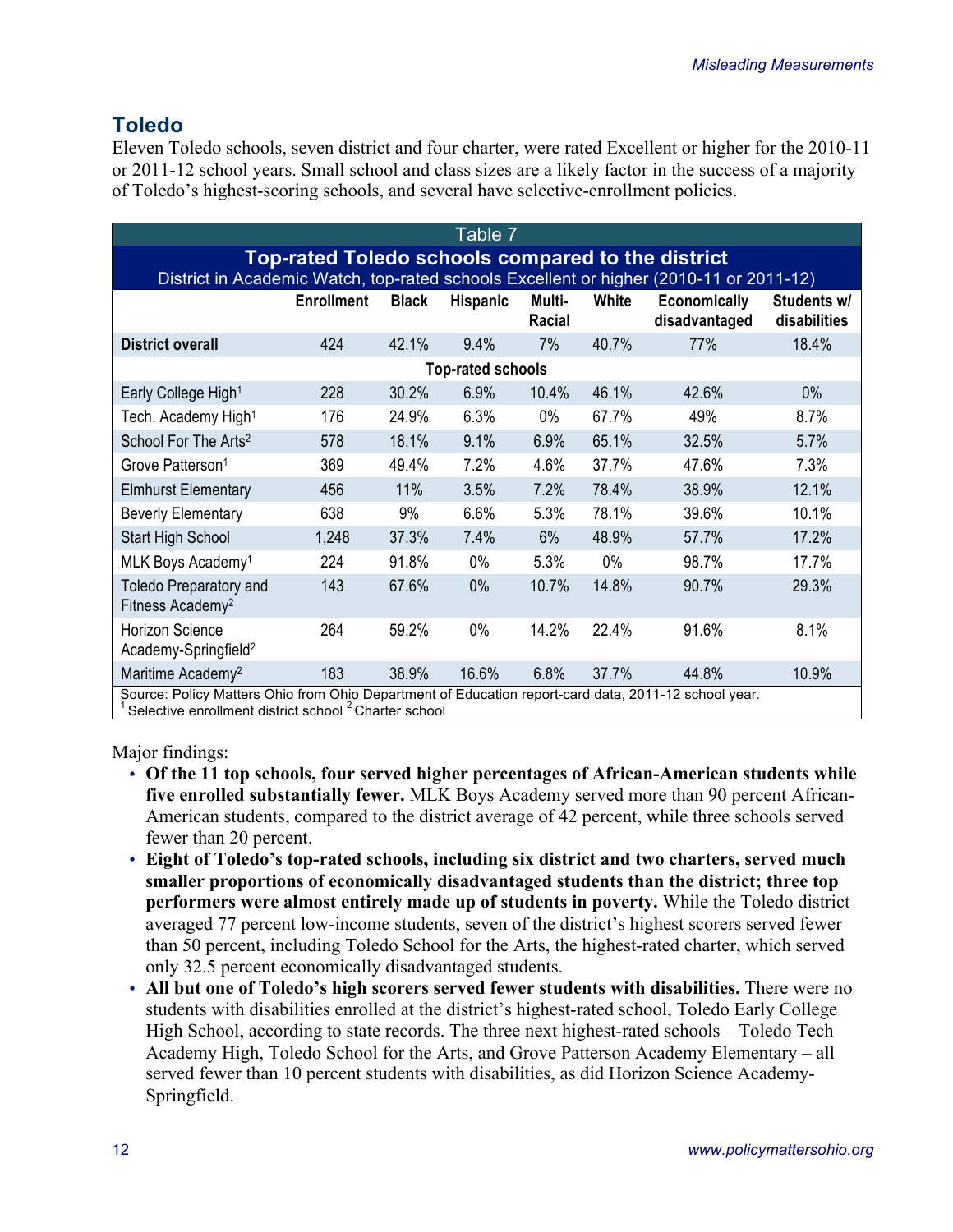## Toledo

Eleven Toledo schools, seven district and four charter, were rated Excellent or higher for the 2010-11 or 2011-12 school years. Small school and class sizes are a likely factor in the success of a majority of Toledo's highest-scoring schools, and several have selective-enrollment policies.

Table 7

**Top-rated Toledo schools compared to the district**

District in Academic Watch, top-rated schools Excellent or higher (2010-11 or 2011-12)

| | Enrollment | Black | Hispanic | Multi-Racial | White | Economically disadvantaged | Students w/ disabilities |
|---|---|---|---|---|---|---|---|
| **District overall** | 424 | 42.1% | 9.4% | 7% | 40.7% | 77% | 18.4% |
| **Top-rated schools** | | | | | | | |
| Early College High[1] | 228 | 30.2% | 6.9% | 10.4% | 46.1% | 42.6% | 0% |
| Tech. Academy High[1] | 176 | 24.9% | 6.3% | 0% | 67.7% | 49% | 8.7% |
| School For The Arts[2] | 578 | 18.1% | 9.1% | 6.9% | 65.1% | 32.5% | 5.7% |
| Grove Patterson[1] | 369 | 49.4% | 7.2% | 4.6% | 37.7% | 47.6% | 7.3% |
| Elmhurst Elementary | 456 | 11% | 3.5% | 7.2% | 78.4% | 38.9% | 12.1% |
| Beverly Elementary | 638 | 9% | 6.6% | 5.3% | 78.1% | 39.6% | 10.1% |
| Start High School | 1,248 | 37.3% | 7.4% | 6% | 48.9% | 57.7% | 17.2% |
| MLK Boys Academy[1] | 224 | 91.8% | 0% | 5.3% | 0% | 98.7% | 17.7% |
| Toledo Preparatory and Fitness Academy[2] | 143 | 67.6% | 0% | 10.7% | 14.8% | 90.7% | 29.3% |
| Horizon Science Academy-Springfield[2] | 264 | 59.2% | 0% | 14.2% | 22.4% | 91.6% | 8.1% |
| Maritime Academy[2] | 183 | 38.9% | 16.6% | 6.8% | 37.7% | 44.8% | 10.9% |

Source: Policy Matters Ohio from Ohio Department of Education report-card data, 2011-12 school year.
[1] Selective enrollment district school [2] Charter school

Major findings:

- **Of the 11 top schools, four served higher percentages of African-American students while five enrolled substantially fewer.** MLK Boys Academy served more than 90 percent African-American students, compared to the district average of 42 percent, while three schools served fewer than 20 percent.
- **Eight of Toledo's top-rated schools, including six district and two charters, served much smaller proportions of economically disadvantaged students than the district; three top performers were almost entirely made up of students in poverty.** While the Toledo district averaged 77 percent low-income students, seven of the district's highest scorers served fewer than 50 percent, including Toledo School for the Arts, the highest-rated charter, which served only 32.5 percent economically disadvantaged students.
- **All but one of Toledo's high scorers served fewer students with disabilities.** There were no students with disabilities enrolled at the district's highest-rated school, Toledo Early College High School, according to state records. The three next highest-rated schools – Toledo Tech Academy High, Toledo School for the Arts, and Grove Patterson Academy Elementary – all served fewer than 10 percent students with disabilities, as did Horizon Science Academy-Springfield.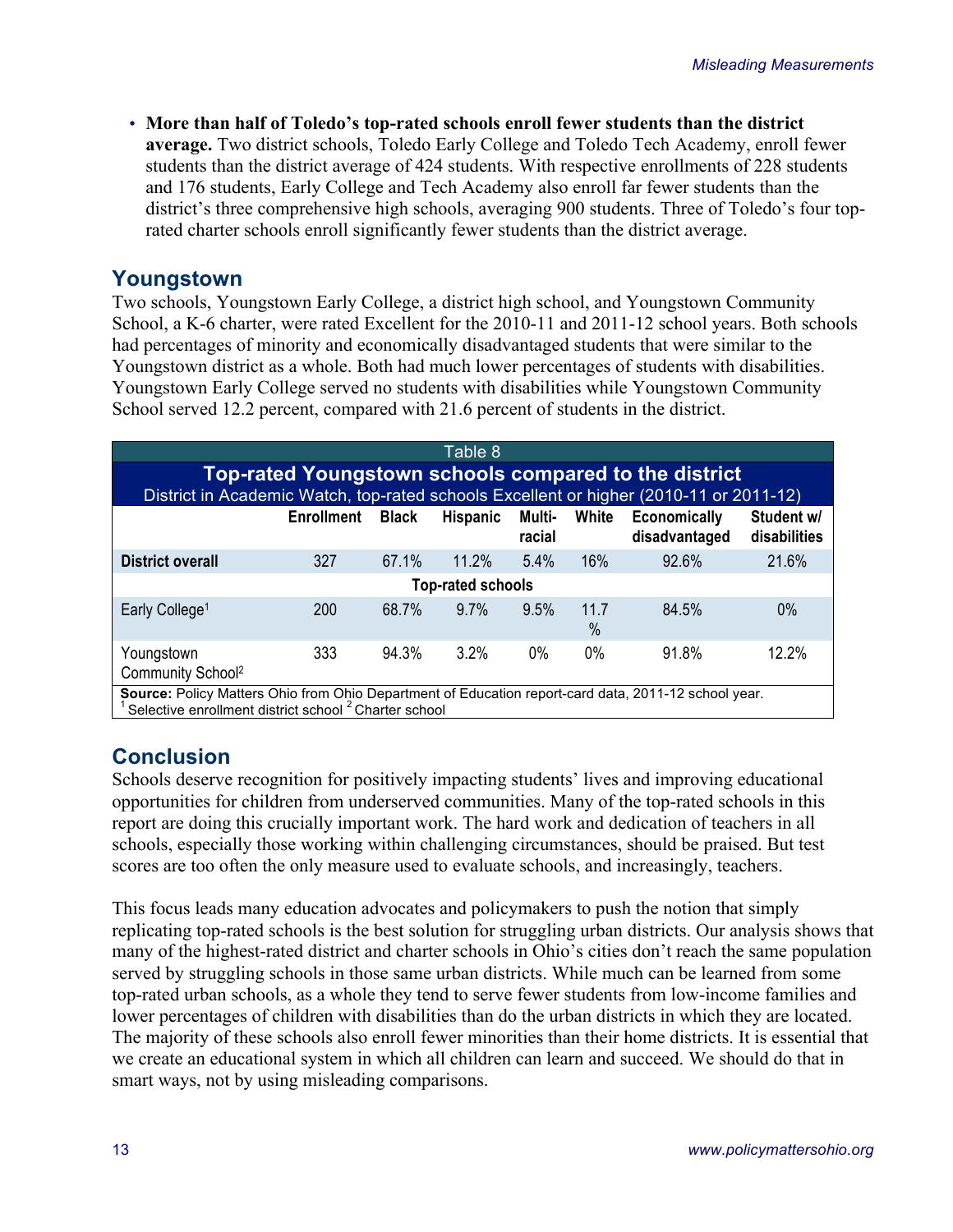- **More than half of Toledo's top-rated schools enroll fewer students than the district average.** Two district schools, Toledo Early College and Toledo Tech Academy, enroll fewer students than the district average of 424 students. With respective enrollments of 228 students and 176 students, Early College and Tech Academy also enroll far fewer students than the district's three comprehensive high schools, averaging 900 students. Three of Toledo's four top-rated charter schools enroll significantly fewer students than the district average.

## Youngstown

Two schools, Youngstown Early College, a district high school, and Youngstown Community School, a K-6 charter, were rated Excellent for the 2010-11 and 2011-12 school years. Both schools had percentages of minority and economically disadvantaged students that were similar to the Youngstown district as a whole. Both had much lower percentages of students with disabilities. Youngstown Early College served no students with disabilities while Youngstown Community School served 12.2 percent, compared with 21.6 percent of students in the district.

Table 8

**Top-rated Youngstown schools compared to the district**

District in Academic Watch, top-rated schools Excellent or higher (2010-11 or 2011-12)

| | Enrollment | Black | Hispanic | Multi-racial | White | Economically disadvantaged | Student w/ disabilities |
|---|---|---|---|---|---|---|---|
| **District overall** | 327 | 67.1% | 11.2% | 5.4% | 16% | 92.6% | 21.6% |
| **Top-rated schools** | | | | | | | |
| Early College[1] | 200 | 68.7% | 9.7% | 9.5% | 11.7% | 84.5% | 0% |
| Youngstown Community School[2] | 333 | 94.3% | 3.2% | 0% | 0% | 91.8% | 12.2% |

**Source:** Policy Matters Ohio from Ohio Department of Education report-card data, 2011-12 school year.
[1] Selective enrollment district school [2] Charter school

## Conclusion

Schools deserve recognition for positively impacting students' lives and improving educational opportunities for children from underserved communities. Many of the top-rated schools in this report are doing this crucially important work. The hard work and dedication of teachers in all schools, especially those working within challenging circumstances, should be praised. But test scores are too often the only measure used to evaluate schools, and increasingly, teachers.

This focus leads many education advocates and policymakers to push the notion that simply replicating top-rated schools is the best solution for struggling urban districts. Our analysis shows that many of the highest-rated district and charter schools in Ohio's cities don't reach the same population served by struggling schools in those same urban districts. While much can be learned from some top-rated urban schools, as a whole they tend to serve fewer students from low-income families and lower percentages of children with disabilities than do the urban districts in which they are located. The majority of these schools also enroll fewer minorities than their home districts. It is essential that we create an educational system in which all children can learn and succeed. We should do that in smart ways, not by using misleading comparisons.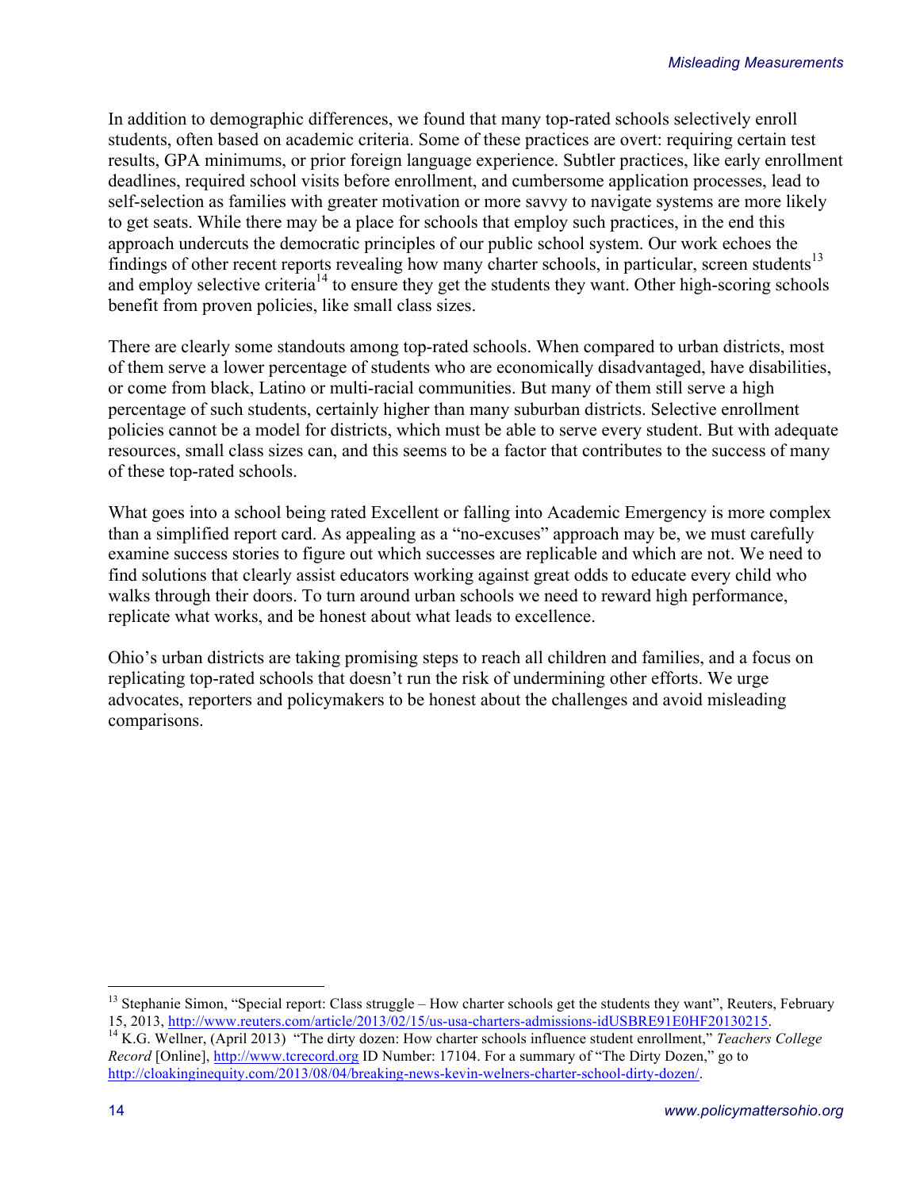In addition to demographic differences, we found that many top-rated schools selectively enroll students, often based on academic criteria. Some of these practices are overt: requiring certain test results, GPA minimums, or prior foreign language experience. Subtler practices, like early enrollment deadlines, required school visits before enrollment, and cumbersome application processes, lead to self-selection as families with greater motivation or more savvy to navigate systems are more likely to get seats. While there may be a place for schools that employ such practices, in the end this approach undercuts the democratic principles of our public school system. Our work echoes the findings of other recent reports revealing how many charter schools, in particular, screen students[13] and employ selective criteria[14] to ensure they get the students they want. Other high-scoring schools benefit from proven policies, like small class sizes.

There are clearly some standouts among top-rated schools. When compared to urban districts, most of them serve a lower percentage of students who are economically disadvantaged, have disabilities, or come from black, Latino or multi-racial communities. But many of them still serve a high percentage of such students, certainly higher than many suburban districts. Selective enrollment policies cannot be a model for districts, which must be able to serve every student. But with adequate resources, small class sizes can, and this seems to be a factor that contributes to the success of many of these top-rated schools.

What goes into a school being rated Excellent or falling into Academic Emergency is more complex than a simplified report card. As appealing as a "no-excuses" approach may be, we must carefully examine success stories to figure out which successes are replicable and which are not. We need to find solutions that clearly assist educators working against great odds to educate every child who walks through their doors. To turn around urban schools we need to reward high performance, replicate what works, and be honest about what leads to excellence.

Ohio's urban districts are taking promising steps to reach all children and families, and a focus on replicating top-rated schools that doesn't run the risk of undermining other efforts. We urge advocates, reporters and policymakers to be honest about the challenges and avoid misleading comparisons.

---

[13] Stephanie Simon, "Special report: Class struggle – How charter schools get the students they want", Reuters, February 15, 2013, http://www.reuters.com/article/2013/02/15/us-usa-charters-admissions-idUSBRE91E0HF20130215.

[14] K.G. Wellner, (April 2013) "The dirty dozen: How charter schools influence student enrollment," *Teachers College Record* [Online], http://www.tcrecord.org ID Number: 17104. For a summary of "The Dirty Dozen," go to http://cloakinginequity.com/2013/08/04/breaking-news-kevin-welners-charter-school-dirty-dozen/.